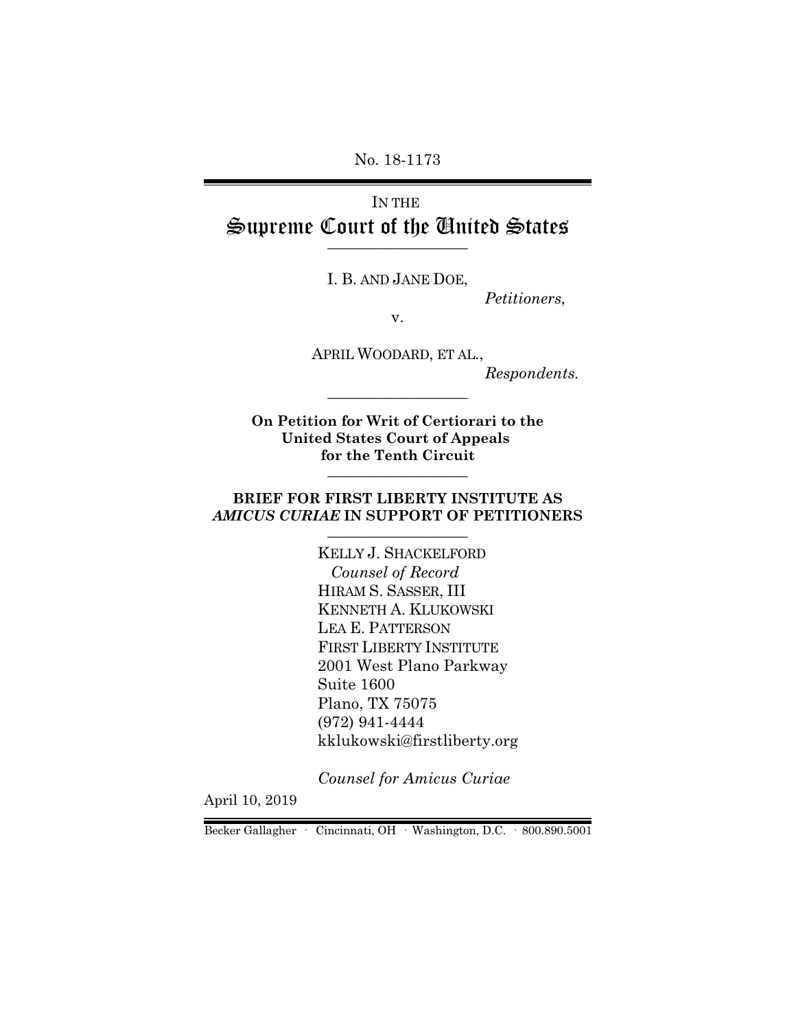No. 18-1173

IN THE

# Supreme Court of the United States

---

I. B. AND JANE DOE,

*Petitioners*,

v.

APRIL WOODARD, ET AL.,

*Respondents.*

---

**On Petition for Writ of Certiorari to the United States Court of Appeals for the Tenth Circuit**

---

## BRIEF FOR FIRST LIBERTY INSTITUTE AS *AMICUS CURIAE* IN SUPPORT OF PETITIONERS

---

KELLY J. SHACKELFORD
*Counsel of Record*
HIRAM S. SASSER, III
KENNETH A. KLUKOWSKI
LEA E. PATTERSON
FIRST LIBERTY INSTITUTE
2001 West Plano Parkway
Suite 1600
Plano, TX 75075
(972) 941-4444
kklukowski@firstliberty.org

*Counsel for Amicus Curiae*

April 10, 2019

Becker Gallagher · Cincinnati, OH · Washington, D.C. · 800.890.5001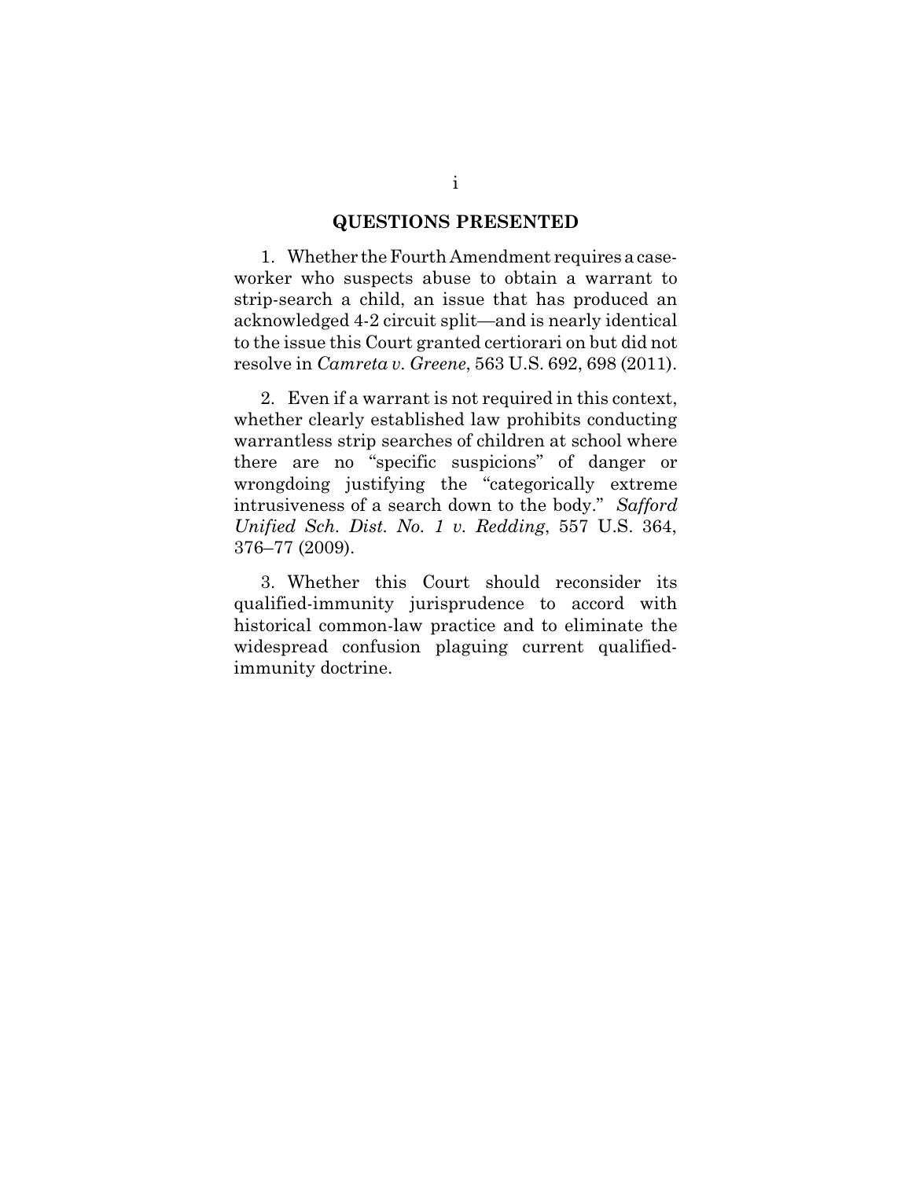## QUESTIONS PRESENTED

1. Whether the Fourth Amendment requires a caseworker who suspects abuse to obtain a warrant to strip-search a child, an issue that has produced an acknowledged 4-2 circuit split—and is nearly identical to the issue this Court granted certiorari on but did not resolve in *Camreta v. Greene*, 563 U.S. 692, 698 (2011).

2. Even if a warrant is not required in this context, whether clearly established law prohibits conducting warrantless strip searches of children at school where there are no "specific suspicions" of danger or wrongdoing justifying the "categorically extreme intrusiveness of a search down to the body." *Safford Unified Sch. Dist. No. 1 v. Redding*, 557 U.S. 364, 376–77 (2009).

3. Whether this Court should reconsider its qualified-immunity jurisprudence to accord with historical common-law practice and to eliminate the widespread confusion plaguing current qualified-immunity doctrine.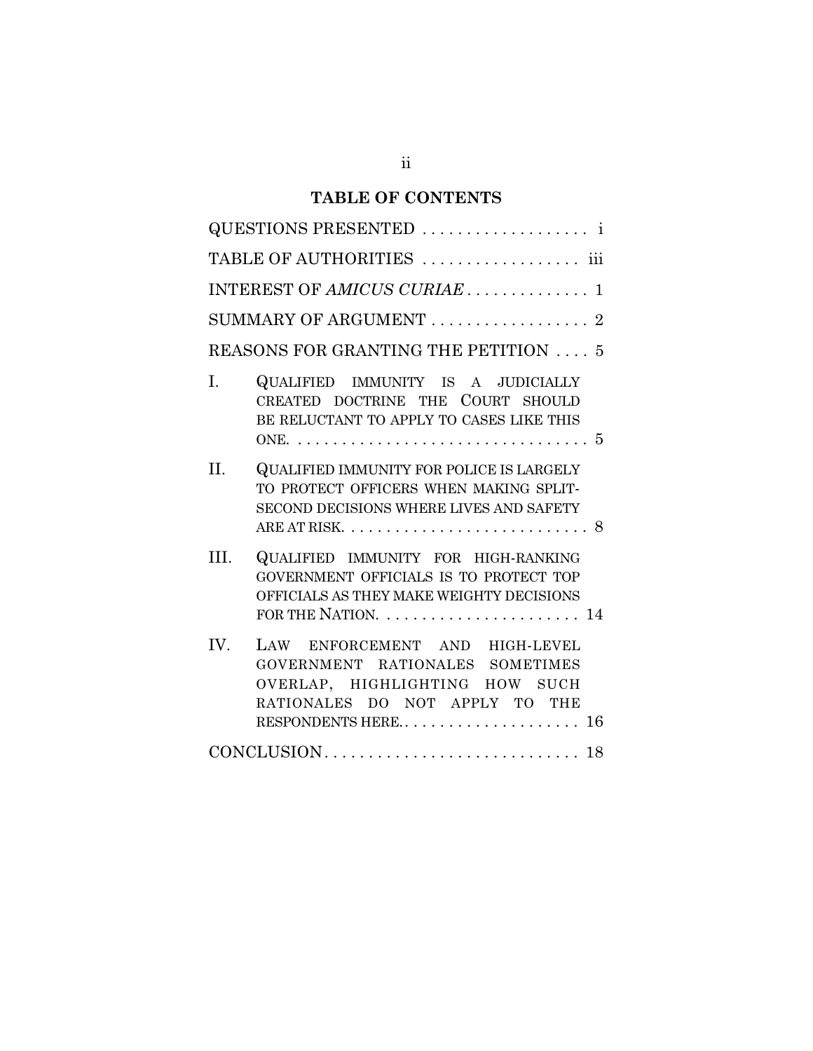## TABLE OF CONTENTS

QUESTIONS PRESENTED . . . . . . . . . . . . . . . . . . . i

TABLE OF AUTHORITIES . . . . . . . . . . . . . . . . . . iii

INTEREST OF *AMICUS CURIAE* . . . . . . . . . . . . . . 1

SUMMARY OF ARGUMENT . . . . . . . . . . . . . . . . . . 2

REASONS FOR GRANTING THE PETITION . . . . 5

I. QUALIFIED IMMUNITY IS A JUDICIALLY CREATED DOCTRINE THE COURT SHOULD BE RELUCTANT TO APPLY TO CASES LIKE THIS ONE. . . . . . . . . . . . . . . . . . . . . . . . . . . . . . . . . . 5

II. QUALIFIED IMMUNITY FOR POLICE IS LARGELY TO PROTECT OFFICERS WHEN MAKING SPLIT-SECOND DECISIONS WHERE LIVES AND SAFETY ARE AT RISK. . . . . . . . . . . . . . . . . . . . . . . . . . . . 8

III. QUALIFIED IMMUNITY FOR HIGH-RANKING GOVERNMENT OFFICIALS IS TO PROTECT TOP OFFICIALS AS THEY MAKE WEIGHTY DECISIONS FOR THE NATION. . . . . . . . . . . . . . . . . . . . . . . 14

IV. LAW ENFORCEMENT AND HIGH-LEVEL GOVERNMENT RATIONALES SOMETIMES OVERLAP, HIGHLIGHTING HOW SUCH RATIONALES DO NOT APPLY TO THE RESPONDENTS HERE. . . . . . . . . . . . . . . . . . . . . 16

CONCLUSION. . . . . . . . . . . . . . . . . . . . . . . . . . . . 18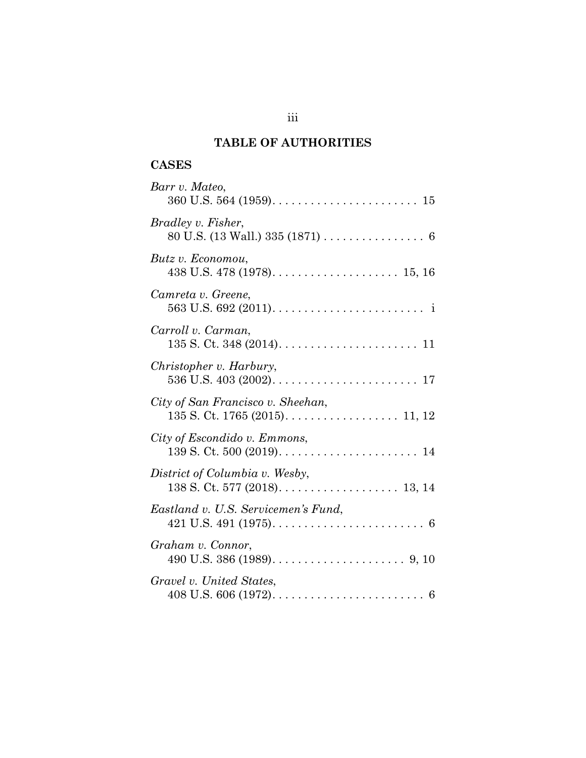## TABLE OF AUTHORITIES

### CASES

*Barr v. Mateo*,
360 U.S. 564 (1959). . . . . . . . . . . . . . . . . . . . . . . 15

*Bradley v. Fisher*,
80 U.S. (13 Wall.) 335 (1871) . . . . . . . . . . . . . . . . 6

*Butz v. Economou*,
438 U.S. 478 (1978). . . . . . . . . . . . . . . . . . . . 15, 16

*Camreta v. Greene*,
563 U.S. 692 (2011). . . . . . . . . . . . . . . . . . . . . . . . i

*Carroll v. Carman*,
135 S. Ct. 348 (2014). . . . . . . . . . . . . . . . . . . . . . 11

*Christopher v. Harbury*,
536 U.S. 403 (2002). . . . . . . . . . . . . . . . . . . . . . . 17

*City of San Francisco v. Sheehan*,
135 S. Ct. 1765 (2015). . . . . . . . . . . . . . . . . . 11, 12

*City of Escondido v. Emmons*,
139 S. Ct. 500 (2019). . . . . . . . . . . . . . . . . . . . . . 14

*District of Columbia v. Wesby*,
138 S. Ct. 577 (2018). . . . . . . . . . . . . . . . . . . 13, 14

*Eastland v. U.S. Servicemen's Fund*,
421 U.S. 491 (1975). . . . . . . . . . . . . . . . . . . . . . . . 6

*Graham v. Connor*,
490 U.S. 386 (1989). . . . . . . . . . . . . . . . . . . . . 9, 10

*Gravel v. United States*,
408 U.S. 606 (1972). . . . . . . . . . . . . . . . . . . . . . . . 6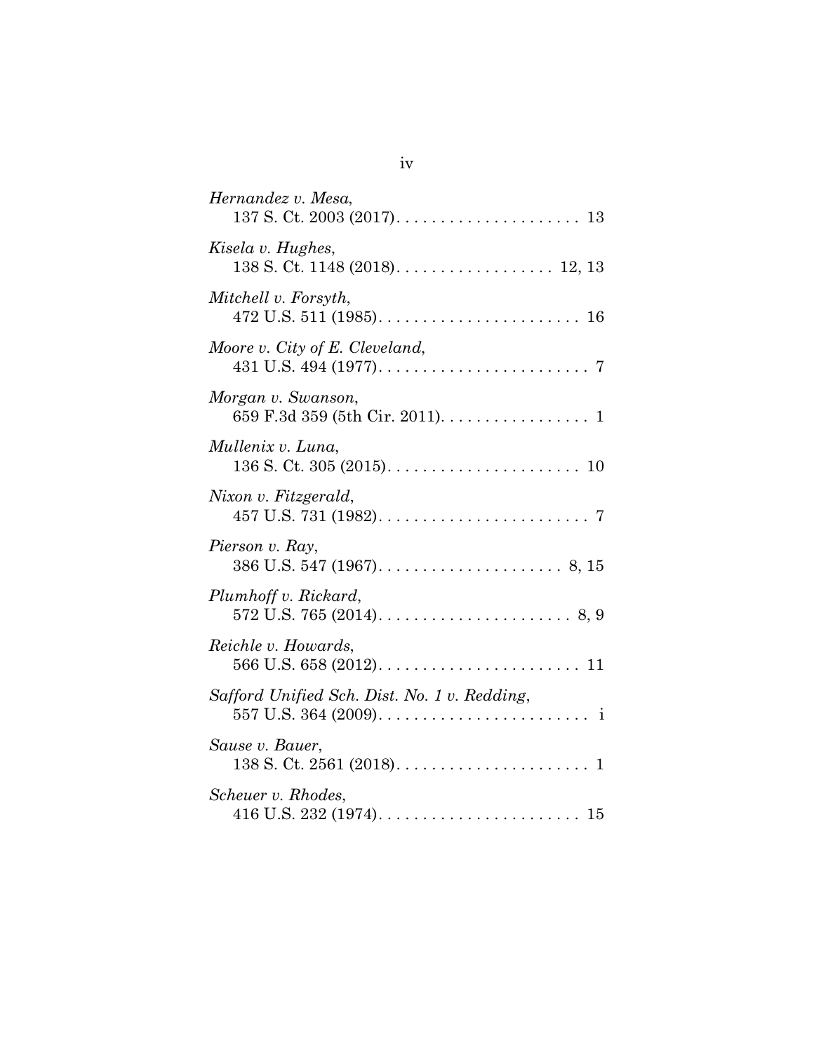*Hernandez v. Mesa*,
137 S. Ct. 2003 (2017). . . . . . . . . . . . . . . . . . . . . 13

*Kisela v. Hughes*,
138 S. Ct. 1148 (2018). . . . . . . . . . . . . . . . . . 12, 13

*Mitchell v. Forsyth*,
472 U.S. 511 (1985). . . . . . . . . . . . . . . . . . . . . . . 16

*Moore v. City of E. Cleveland*,
431 U.S. 494 (1977). . . . . . . . . . . . . . . . . . . . . . . . 7

*Morgan v. Swanson*,
659 F.3d 359 (5th Cir. 2011). . . . . . . . . . . . . . . . . 1

*Mullenix v. Luna*,
136 S. Ct. 305 (2015). . . . . . . . . . . . . . . . . . . . . . 10

*Nixon v. Fitzgerald*,
457 U.S. 731 (1982). . . . . . . . . . . . . . . . . . . . . . . . 7

*Pierson v. Ray*,
386 U.S. 547 (1967). . . . . . . . . . . . . . . . . . . . . 8, 15

*Plumhoff v. Rickard*,
572 U.S. 765 (2014). . . . . . . . . . . . . . . . . . . . . . 8, 9

*Reichle v. Howards*,
566 U.S. 658 (2012). . . . . . . . . . . . . . . . . . . . . . . 11

*Safford Unified Sch. Dist. No. 1 v. Redding*,
557 U.S. 364 (2009). . . . . . . . . . . . . . . . . . . . . . . . i

*Sause v. Bauer*,
138 S. Ct. 2561 (2018). . . . . . . . . . . . . . . . . . . . . . 1

*Scheuer v. Rhodes*,
416 U.S. 232 (1974). . . . . . . . . . . . . . . . . . . . . . . 15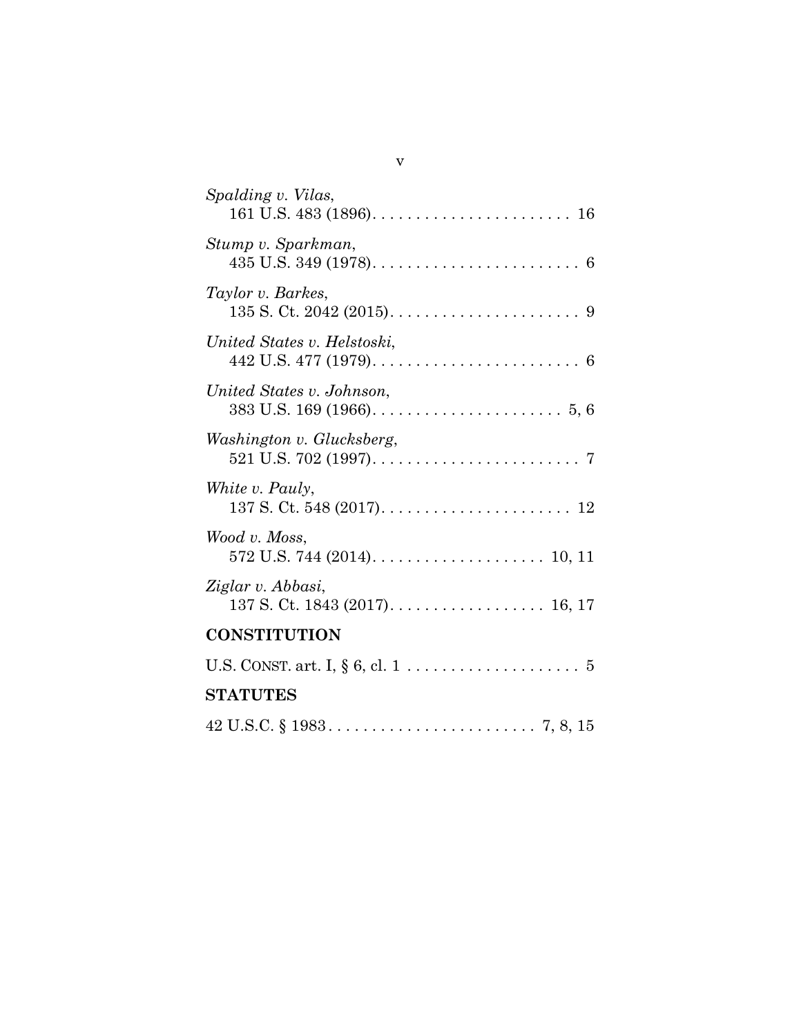*Spalding v. Vilas*,
161 U.S. 483 (1896). . . . . . . . . . . . . . . . . . . . . . . 16

*Stump v. Sparkman*,
435 U.S. 349 (1978). . . . . . . . . . . . . . . . . . . . . . . . 6

*Taylor v. Barkes*,
135 S. Ct. 2042 (2015). . . . . . . . . . . . . . . . . . . . . . 9

*United States v. Helstoski*,
442 U.S. 477 (1979). . . . . . . . . . . . . . . . . . . . . . . . 6

*United States v. Johnson*,
383 U.S. 169 (1966). . . . . . . . . . . . . . . . . . . . . . 5, 6

*Washington v. Glucksberg*,
521 U.S. 702 (1997). . . . . . . . . . . . . . . . . . . . . . . . 7

*White v. Pauly*,
137 S. Ct. 548 (2017). . . . . . . . . . . . . . . . . . . . . . 12

*Wood v. Moss*,
572 U.S. 744 (2014). . . . . . . . . . . . . . . . . . . . 10, 11

*Ziglar v. Abbasi*,
137 S. Ct. 1843 (2017). . . . . . . . . . . . . . . . . . 16, 17

**CONSTITUTION**

U.S. CONST. art. I, § 6, cl. 1 . . . . . . . . . . . . . . . . . . . . 5

**STATUTES**

42 U.S.C. § 1983 . . . . . . . . . . . . . . . . . . . . . . . . 7, 8, 15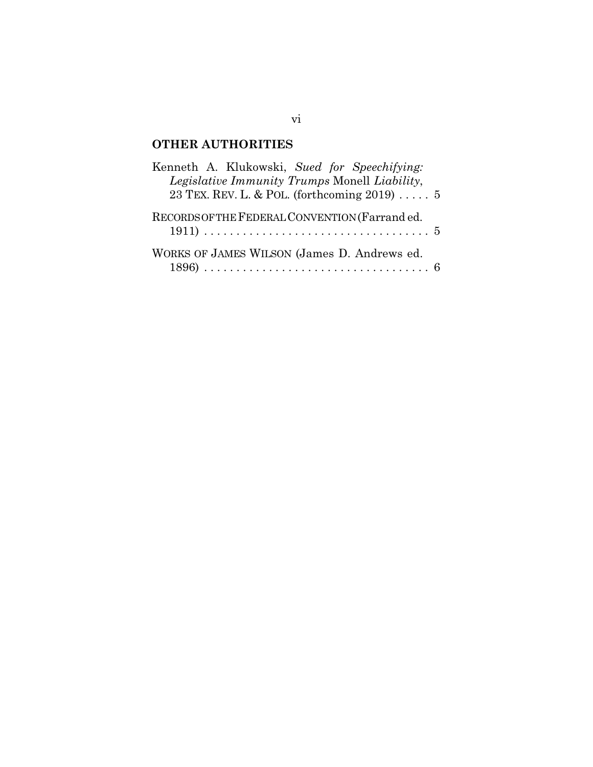## OTHER AUTHORITIES

Kenneth A. Klukowski, *Sued for Speechifying: Legislative Immunity Trumps* Monell *Liability*, 23 TEX. REV. L. & POL. (forthcoming 2019) . . . . . 5

RECORDS OF THE FEDERAL CONVENTION (Farrand ed. 1911) . . . . . . . . . . . . . . . . . . . . . . . . . . . . . . . . . . 5

WORKS OF JAMES WILSON (James D. Andrews ed. 1896) . . . . . . . . . . . . . . . . . . . . . . . . . . . . . . . . . . 6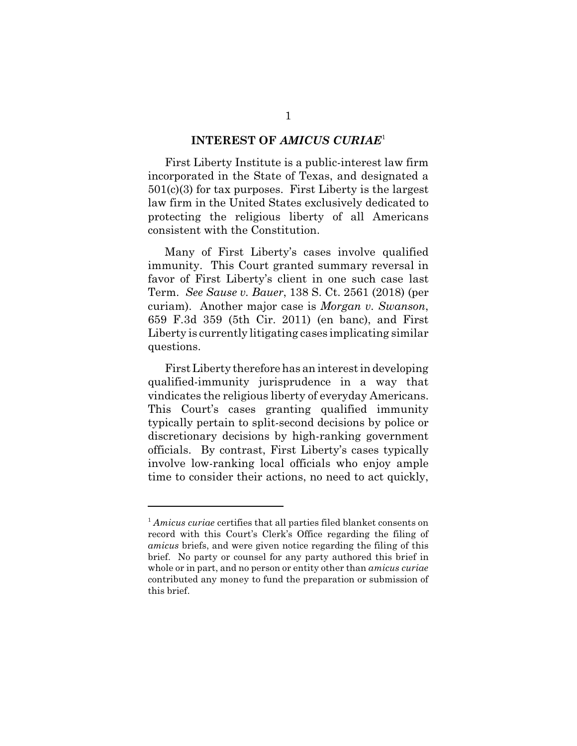## INTEREST OF *AMICUS CURIAE*[1]

First Liberty Institute is a public-interest law firm incorporated in the State of Texas, and designated a 501(c)(3) for tax purposes. First Liberty is the largest law firm in the United States exclusively dedicated to protecting the religious liberty of all Americans consistent with the Constitution.

Many of First Liberty's cases involve qualified immunity. This Court granted summary reversal in favor of First Liberty's client in one such case last Term. *See Sause v. Bauer*, 138 S. Ct. 2561 (2018) (per curiam). Another major case is *Morgan v. Swanson*, 659 F.3d 359 (5th Cir. 2011) (en banc), and First Liberty is currently litigating cases implicating similar questions.

First Liberty therefore has an interest in developing qualified-immunity jurisprudence in a way that vindicates the religious liberty of everyday Americans. This Court's cases granting qualified immunity typically pertain to split-second decisions by police or discretionary decisions by high-ranking government officials. By contrast, First Liberty's cases typically involve low-ranking local officials who enjoy ample time to consider their actions, no need to act quickly,

---

[1] *Amicus curiae* certifies that all parties filed blanket consents on record with this Court's Clerk's Office regarding the filing of *amicus* briefs, and were given notice regarding the filing of this brief. No party or counsel for any party authored this brief in whole or in part, and no person or entity other than *amicus curiae* contributed any money to fund the preparation or submission of this brief.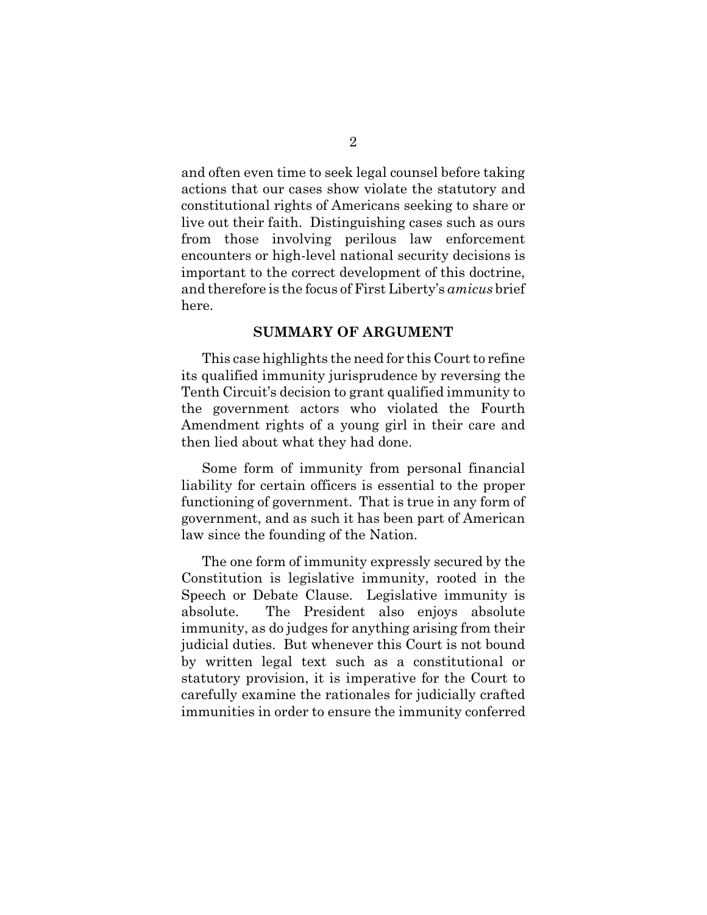and often even time to seek legal counsel before taking actions that our cases show violate the statutory and constitutional rights of Americans seeking to share or live out their faith. Distinguishing cases such as ours from those involving perilous law enforcement encounters or high-level national security decisions is important to the correct development of this doctrine, and therefore is the focus of First Liberty's *amicus* brief here.

## SUMMARY OF ARGUMENT

This case highlights the need for this Court to refine its qualified immunity jurisprudence by reversing the Tenth Circuit's decision to grant qualified immunity to the government actors who violated the Fourth Amendment rights of a young girl in their care and then lied about what they had done.

Some form of immunity from personal financial liability for certain officers is essential to the proper functioning of government. That is true in any form of government, and as such it has been part of American law since the founding of the Nation.

The one form of immunity expressly secured by the Constitution is legislative immunity, rooted in the Speech or Debate Clause. Legislative immunity is absolute. The President also enjoys absolute immunity, as do judges for anything arising from their judicial duties. But whenever this Court is not bound by written legal text such as a constitutional or statutory provision, it is imperative for the Court to carefully examine the rationales for judicially crafted immunities in order to ensure the immunity conferred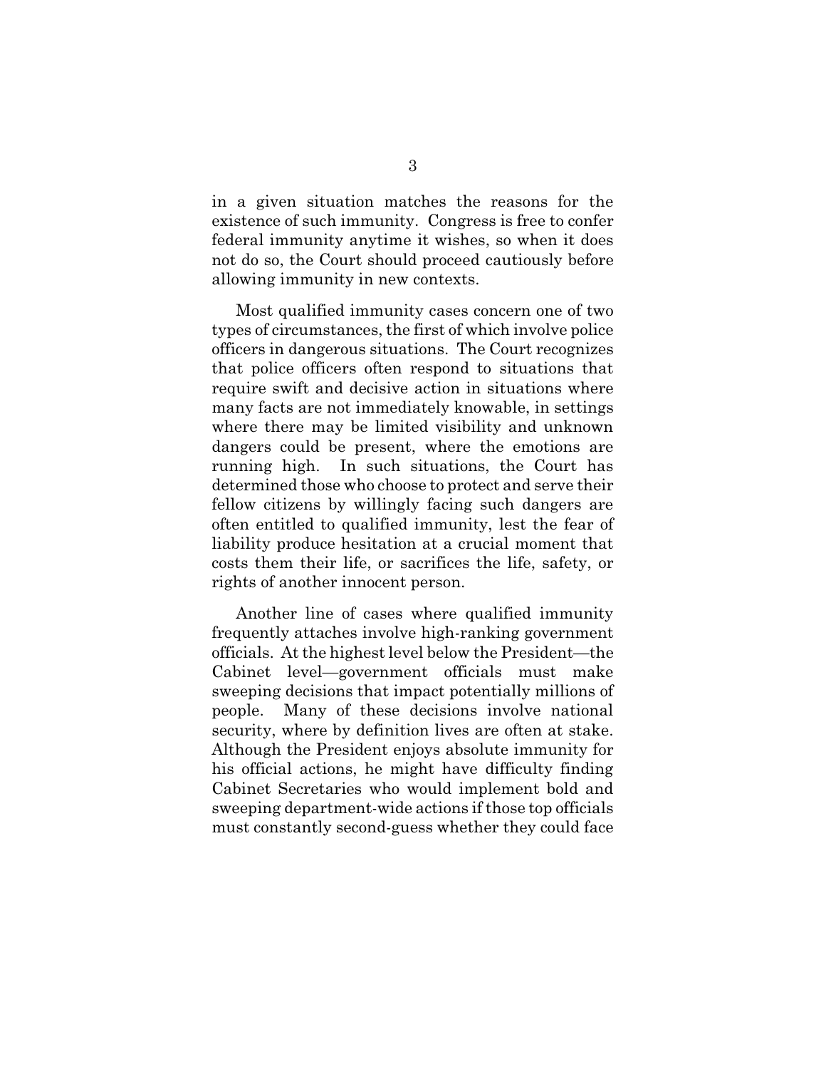in a given situation matches the reasons for the existence of such immunity. Congress is free to confer federal immunity anytime it wishes, so when it does not do so, the Court should proceed cautiously before allowing immunity in new contexts.

Most qualified immunity cases concern one of two types of circumstances, the first of which involve police officers in dangerous situations. The Court recognizes that police officers often respond to situations that require swift and decisive action in situations where many facts are not immediately knowable, in settings where there may be limited visibility and unknown dangers could be present, where the emotions are running high. In such situations, the Court has determined those who choose to protect and serve their fellow citizens by willingly facing such dangers are often entitled to qualified immunity, lest the fear of liability produce hesitation at a crucial moment that costs them their life, or sacrifices the life, safety, or rights of another innocent person.

Another line of cases where qualified immunity frequently attaches involve high-ranking government officials. At the highest level below the President—the Cabinet level—government officials must make sweeping decisions that impact potentially millions of people. Many of these decisions involve national security, where by definition lives are often at stake. Although the President enjoys absolute immunity for his official actions, he might have difficulty finding Cabinet Secretaries who would implement bold and sweeping department-wide actions if those top officials must constantly second-guess whether they could face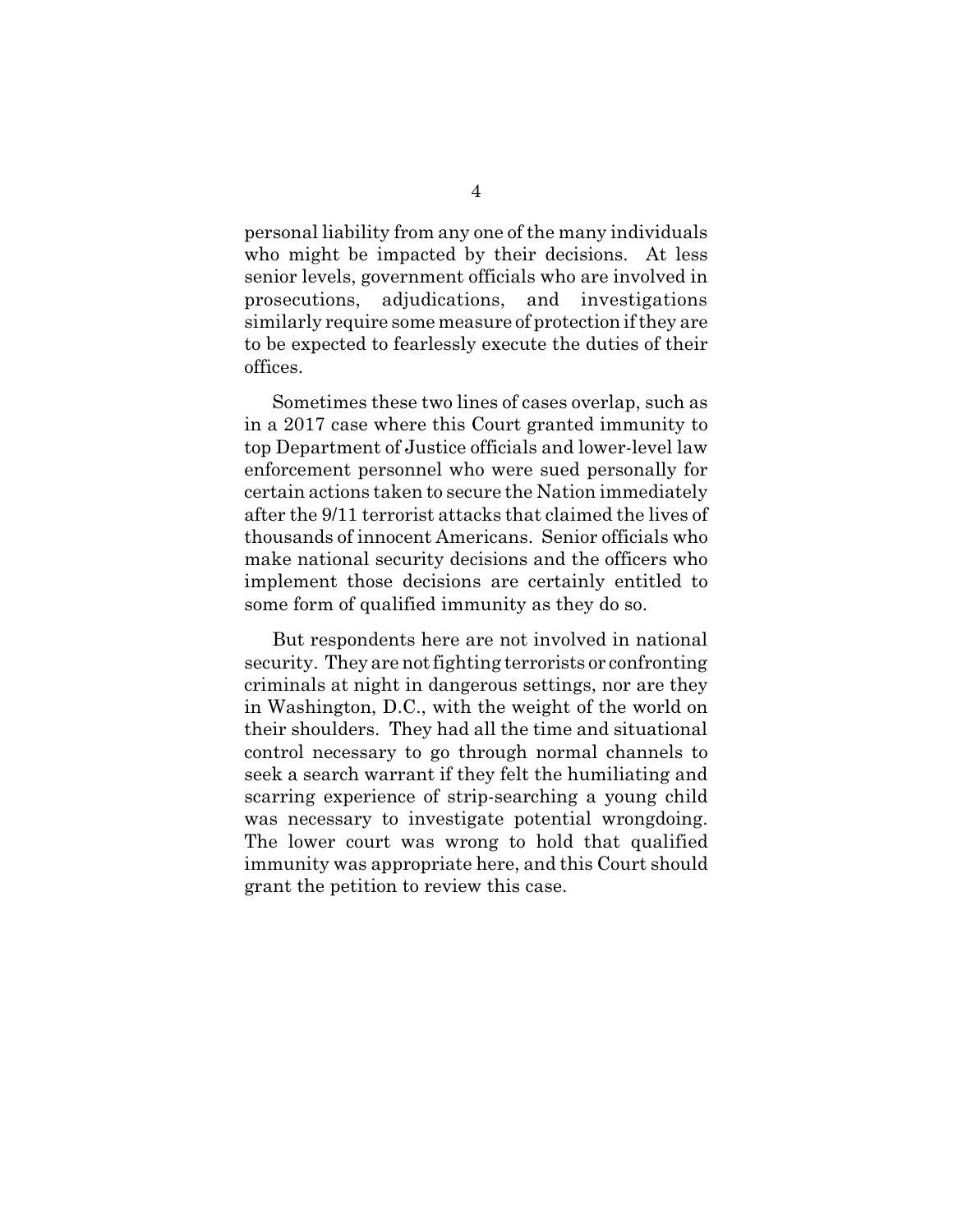personal liability from any one of the many individuals who might be impacted by their decisions. At less senior levels, government officials who are involved in prosecutions, adjudications, and investigations similarly require some measure of protection if they are to be expected to fearlessly execute the duties of their offices.

Sometimes these two lines of cases overlap, such as in a 2017 case where this Court granted immunity to top Department of Justice officials and lower-level law enforcement personnel who were sued personally for certain actions taken to secure the Nation immediately after the 9/11 terrorist attacks that claimed the lives of thousands of innocent Americans. Senior officials who make national security decisions and the officers who implement those decisions are certainly entitled to some form of qualified immunity as they do so.

But respondents here are not involved in national security. They are not fighting terrorists or confronting criminals at night in dangerous settings, nor are they in Washington, D.C., with the weight of the world on their shoulders. They had all the time and situational control necessary to go through normal channels to seek a search warrant if they felt the humiliating and scarring experience of strip-searching a young child was necessary to investigate potential wrongdoing. The lower court was wrong to hold that qualified immunity was appropriate here, and this Court should grant the petition to review this case.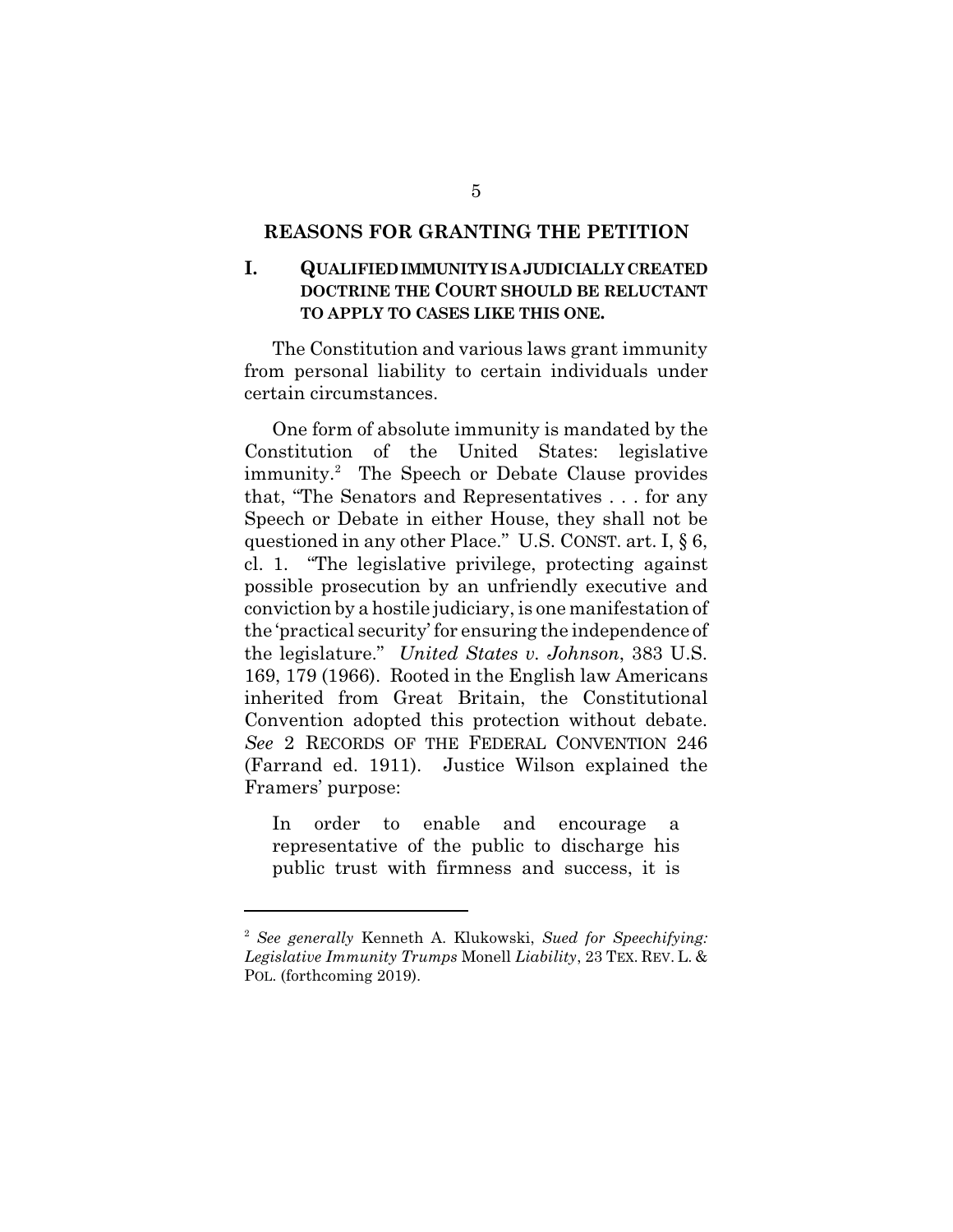## REASONS FOR GRANTING THE PETITION

### I. QUALIFIED IMMUNITY IS A JUDICIALLY CREATED DOCTRINE THE COURT SHOULD BE RELUCTANT TO APPLY TO CASES LIKE THIS ONE.

The Constitution and various laws grant immunity from personal liability to certain individuals under certain circumstances.

One form of absolute immunity is mandated by the Constitution of the United States: legislative immunity.[2] The Speech or Debate Clause provides that, "The Senators and Representatives . . . for any Speech or Debate in either House, they shall not be questioned in any other Place." U.S. CONST. art. I, § 6, cl. 1. "The legislative privilege, protecting against possible prosecution by an unfriendly executive and conviction by a hostile judiciary, is one manifestation of the 'practical security' for ensuring the independence of the legislature." *United States v. Johnson*, 383 U.S. 169, 179 (1966). Rooted in the English law Americans inherited from Great Britain, the Constitutional Convention adopted this protection without debate. *See* 2 RECORDS OF THE FEDERAL CONVENTION 246 (Farrand ed. 1911). Justice Wilson explained the Framers' purpose:

> In order to enable and encourage a representative of the public to discharge his public trust with firmness and success, it is

---

[2] *See generally* Kenneth A. Klukowski, *Sued for Speechifying: Legislative Immunity Trumps* Monell *Liability*, 23 TEX. REV. L. & POL. (forthcoming 2019).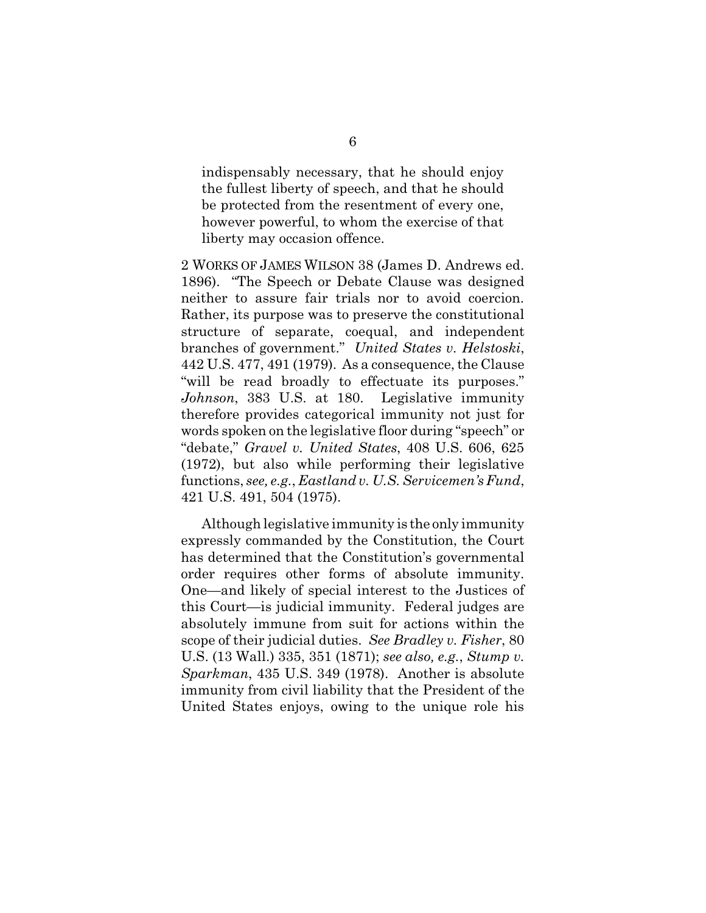> indispensably necessary, that he should enjoy the fullest liberty of speech, and that he should be protected from the resentment of every one, however powerful, to whom the exercise of that liberty may occasion offence.

2 WORKS OF JAMES WILSON 38 (James D. Andrews ed. 1896). "The Speech or Debate Clause was designed neither to assure fair trials nor to avoid coercion. Rather, its purpose was to preserve the constitutional structure of separate, coequal, and independent branches of government." *United States v. Helstoski*, 442 U.S. 477, 491 (1979). As a consequence, the Clause "will be read broadly to effectuate its purposes." *Johnson*, 383 U.S. at 180. Legislative immunity therefore provides categorical immunity not just for words spoken on the legislative floor during "speech" or "debate," *Gravel v. United States*, 408 U.S. 606, 625 (1972), but also while performing their legislative functions, *see, e.g.*, *Eastland v. U.S. Servicemen's Fund*, 421 U.S. 491, 504 (1975).

Although legislative immunity is the only immunity expressly commanded by the Constitution, the Court has determined that the Constitution's governmental order requires other forms of absolute immunity. One—and likely of special interest to the Justices of this Court—is judicial immunity. Federal judges are absolutely immune from suit for actions within the scope of their judicial duties. *See Bradley v. Fisher*, 80 U.S. (13 Wall.) 335, 351 (1871); *see also, e.g.*, *Stump v. Sparkman*, 435 U.S. 349 (1978). Another is absolute immunity from civil liability that the President of the United States enjoys, owing to the unique role his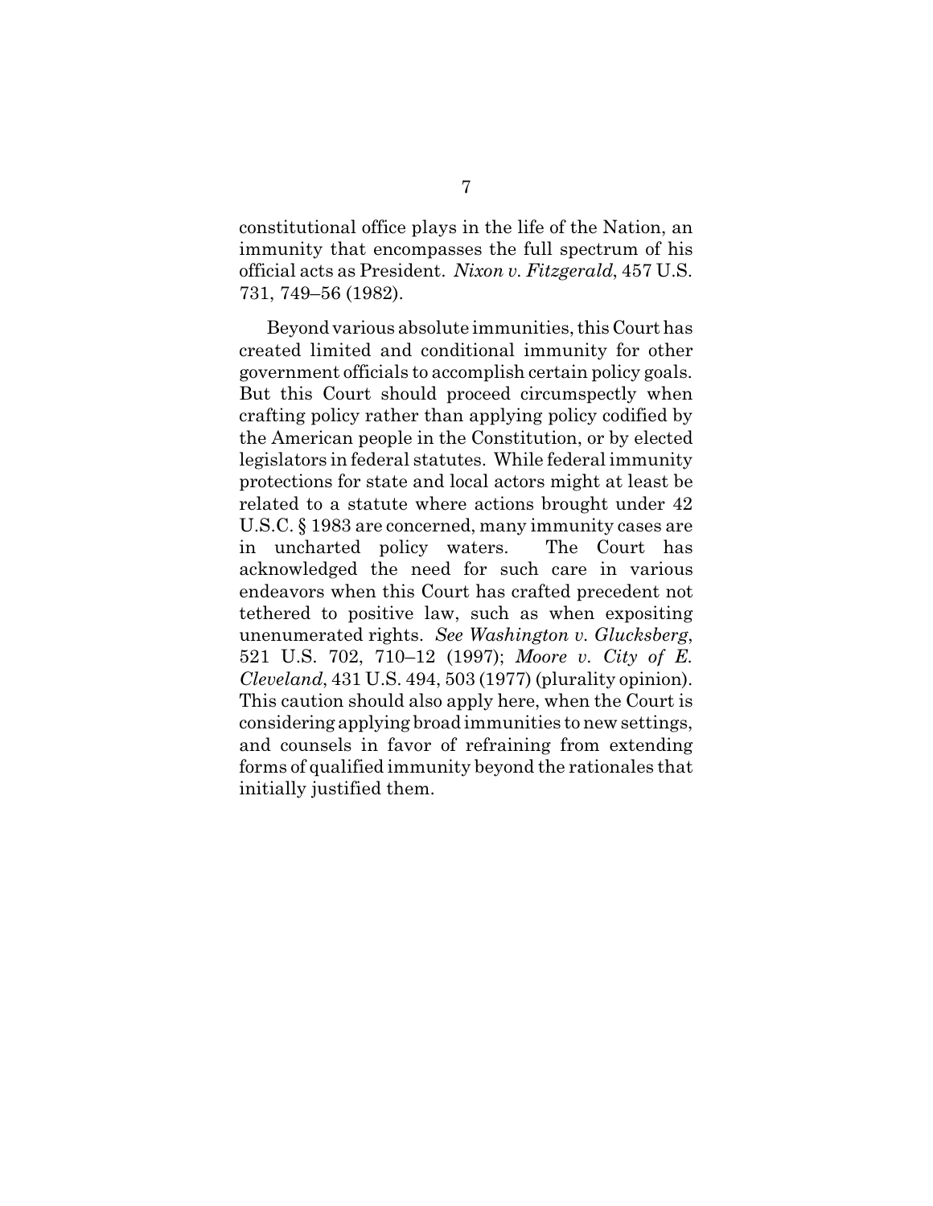constitutional office plays in the life of the Nation, an immunity that encompasses the full spectrum of his official acts as President. *Nixon v. Fitzgerald*, 457 U.S. 731, 749–56 (1982).

Beyond various absolute immunities, this Court has created limited and conditional immunity for other government officials to accomplish certain policy goals. But this Court should proceed circumspectly when crafting policy rather than applying policy codified by the American people in the Constitution, or by elected legislators in federal statutes. While federal immunity protections for state and local actors might at least be related to a statute where actions brought under 42 U.S.C. § 1983 are concerned, many immunity cases are in uncharted policy waters. The Court has acknowledged the need for such care in various endeavors when this Court has crafted precedent not tethered to positive law, such as when expositing unenumerated rights. *See Washington v. Glucksberg*, 521 U.S. 702, 710–12 (1997); *Moore v. City of E. Cleveland*, 431 U.S. 494, 503 (1977) (plurality opinion). This caution should also apply here, when the Court is considering applying broad immunities to new settings, and counsels in favor of refraining from extending forms of qualified immunity beyond the rationales that initially justified them.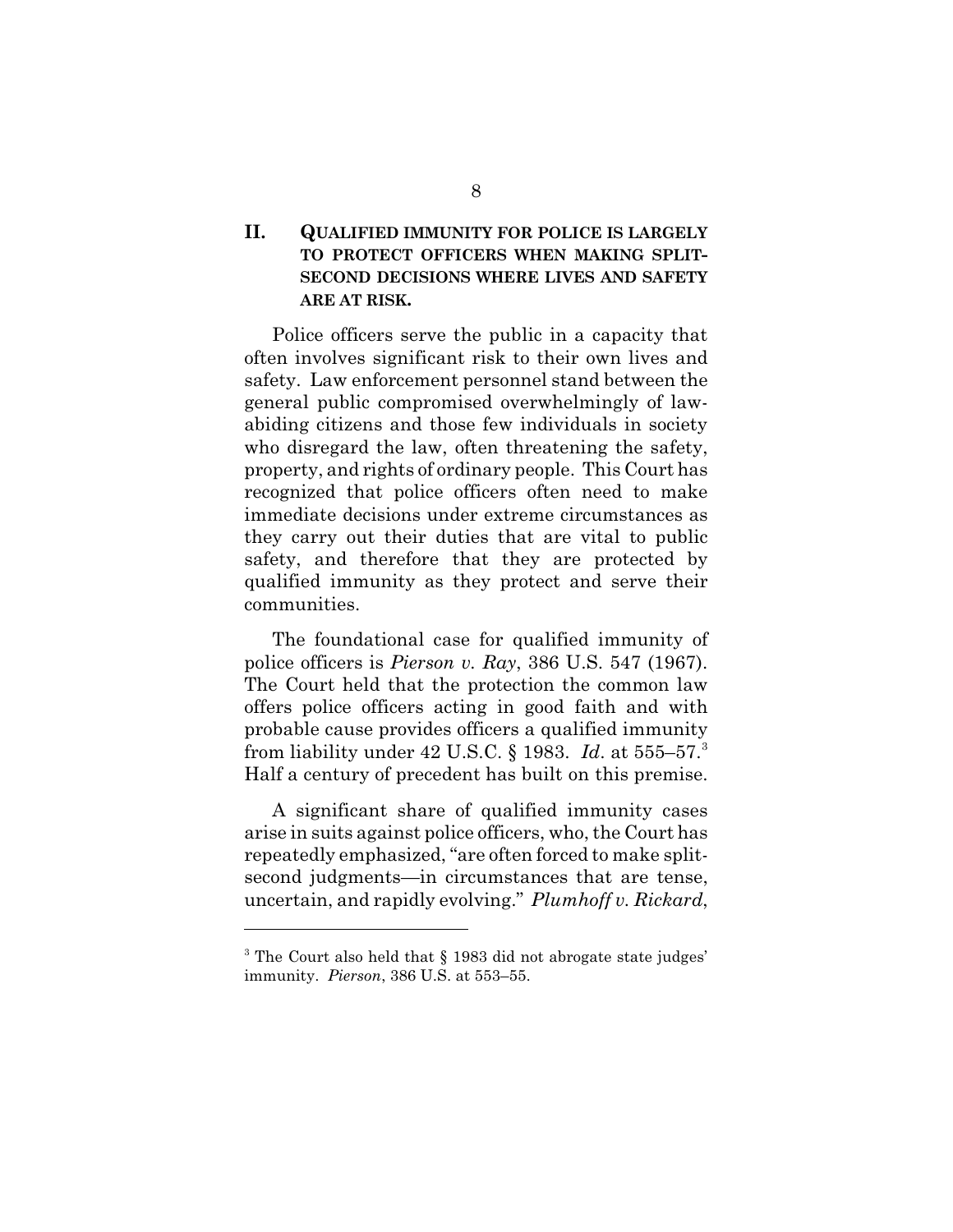## II. QUALIFIED IMMUNITY FOR POLICE IS LARGELY TO PROTECT OFFICERS WHEN MAKING SPLIT-SECOND DECISIONS WHERE LIVES AND SAFETY ARE AT RISK.

Police officers serve the public in a capacity that often involves significant risk to their own lives and safety. Law enforcement personnel stand between the general public compromised overwhelmingly of law-abiding citizens and those few individuals in society who disregard the law, often threatening the safety, property, and rights of ordinary people. This Court has recognized that police officers often need to make immediate decisions under extreme circumstances as they carry out their duties that are vital to public safety, and therefore that they are protected by qualified immunity as they protect and serve their communities.

The foundational case for qualified immunity of police officers is *Pierson v. Ray*, 386 U.S. 547 (1967). The Court held that the protection the common law offers police officers acting in good faith and with probable cause provides officers a qualified immunity from liability under 42 U.S.C. § 1983. *Id*. at 555–57.[3] Half a century of precedent has built on this premise.

A significant share of qualified immunity cases arise in suits against police officers, who, the Court has repeatedly emphasized, "are often forced to make split-second judgments—in circumstances that are tense, uncertain, and rapidly evolving." *Plumhoff v. Rickard*,

---

[3] The Court also held that § 1983 did not abrogate state judges' immunity. *Pierson*, 386 U.S. at 553–55.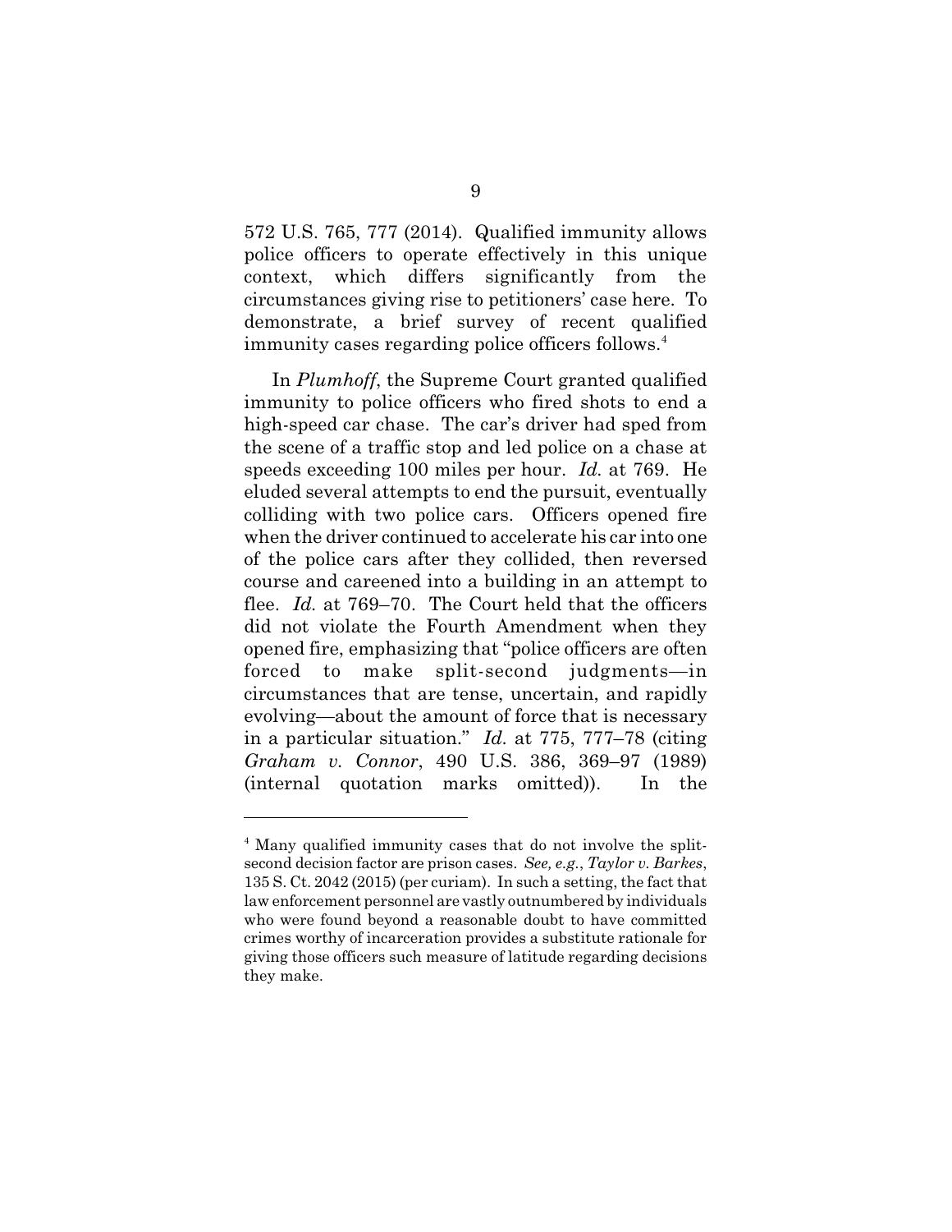572 U.S. 765, 777 (2014). Qualified immunity allows police officers to operate effectively in this unique context, which differs significantly from the circumstances giving rise to petitioners' case here. To demonstrate, a brief survey of recent qualified immunity cases regarding police officers follows.[4]

In *Plumhoff*, the Supreme Court granted qualified immunity to police officers who fired shots to end a high-speed car chase. The car's driver had sped from the scene of a traffic stop and led police on a chase at speeds exceeding 100 miles per hour. *Id.* at 769. He eluded several attempts to end the pursuit, eventually colliding with two police cars. Officers opened fire when the driver continued to accelerate his car into one of the police cars after they collided, then reversed course and careened into a building in an attempt to flee. *Id.* at 769–70. The Court held that the officers did not violate the Fourth Amendment when they opened fire, emphasizing that "police officers are often forced to make split-second judgments—in circumstances that are tense, uncertain, and rapidly evolving—about the amount of force that is necessary in a particular situation." *Id.* at 775, 777–78 (citing *Graham v. Connor*, 490 U.S. 386, 369–97 (1989) (internal quotation marks omitted)). In the

---

[4] Many qualified immunity cases that do not involve the split-second decision factor are prison cases. *See, e.g.*, *Taylor v. Barkes*, 135 S. Ct. 2042 (2015) (per curiam). In such a setting, the fact that law enforcement personnel are vastly outnumbered by individuals who were found beyond a reasonable doubt to have committed crimes worthy of incarceration provides a substitute rationale for giving those officers such measure of latitude regarding decisions they make.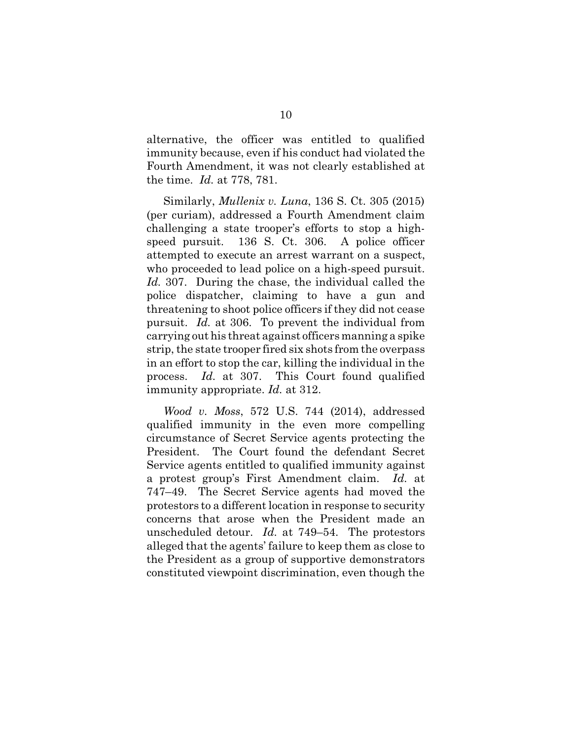alternative, the officer was entitled to qualified immunity because, even if his conduct had violated the Fourth Amendment, it was not clearly established at the time. *Id.* at 778, 781.

Similarly, *Mullenix v. Luna*, 136 S. Ct. 305 (2015) (per curiam), addressed a Fourth Amendment claim challenging a state trooper's efforts to stop a high-speed pursuit. 136 S. Ct. 306. A police officer attempted to execute an arrest warrant on a suspect, who proceeded to lead police on a high-speed pursuit. *Id.* 307. During the chase, the individual called the police dispatcher, claiming to have a gun and threatening to shoot police officers if they did not cease pursuit. *Id.* at 306. To prevent the individual from carrying out his threat against officers manning a spike strip, the state trooper fired six shots from the overpass in an effort to stop the car, killing the individual in the process. *Id.* at 307. This Court found qualified immunity appropriate. *Id.* at 312.

*Wood v. Moss*, 572 U.S. 744 (2014), addressed qualified immunity in the even more compelling circumstance of Secret Service agents protecting the President. The Court found the defendant Secret Service agents entitled to qualified immunity against a protest group's First Amendment claim. *Id.* at 747–49. The Secret Service agents had moved the protestors to a different location in response to security concerns that arose when the President made an unscheduled detour. *Id.* at 749–54. The protestors alleged that the agents' failure to keep them as close to the President as a group of supportive demonstrators constituted viewpoint discrimination, even though the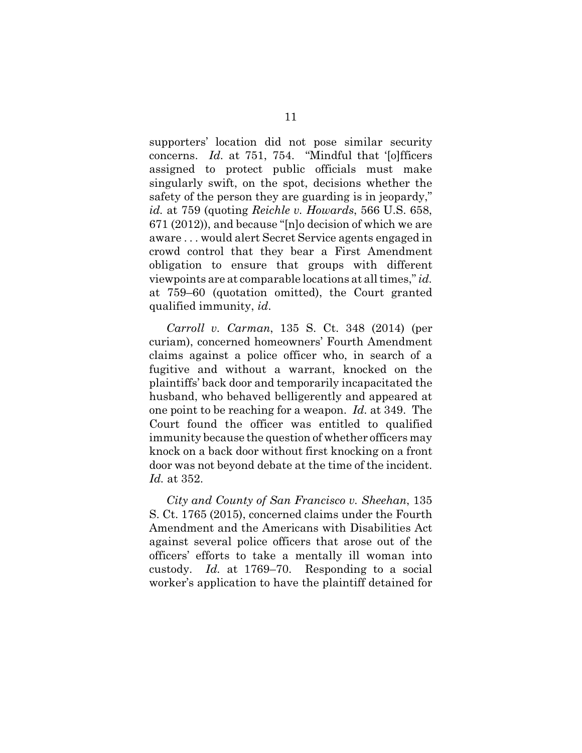supporters' location did not pose similar security concerns. *Id.* at 751, 754. "Mindful that '[o]fficers assigned to protect public officials must make singularly swift, on the spot, decisions whether the safety of the person they are guarding is in jeopardy," *id.* at 759 (quoting *Reichle v. Howards*, 566 U.S. 658, 671 (2012)), and because "[n]o decision of which we are aware . . . would alert Secret Service agents engaged in crowd control that they bear a First Amendment obligation to ensure that groups with different viewpoints are at comparable locations at all times," *id.* at 759–60 (quotation omitted), the Court granted qualified immunity, *id.*

*Carroll v. Carman*, 135 S. Ct. 348 (2014) (per curiam), concerned homeowners' Fourth Amendment claims against a police officer who, in search of a fugitive and without a warrant, knocked on the plaintiffs' back door and temporarily incapacitated the husband, who behaved belligerently and appeared at one point to be reaching for a weapon. *Id.* at 349. The Court found the officer was entitled to qualified immunity because the question of whether officers may knock on a back door without first knocking on a front door was not beyond debate at the time of the incident. *Id.* at 352.

*City and County of San Francisco v. Sheehan*, 135 S. Ct. 1765 (2015), concerned claims under the Fourth Amendment and the Americans with Disabilities Act against several police officers that arose out of the officers' efforts to take a mentally ill woman into custody. *Id.* at 1769–70. Responding to a social worker's application to have the plaintiff detained for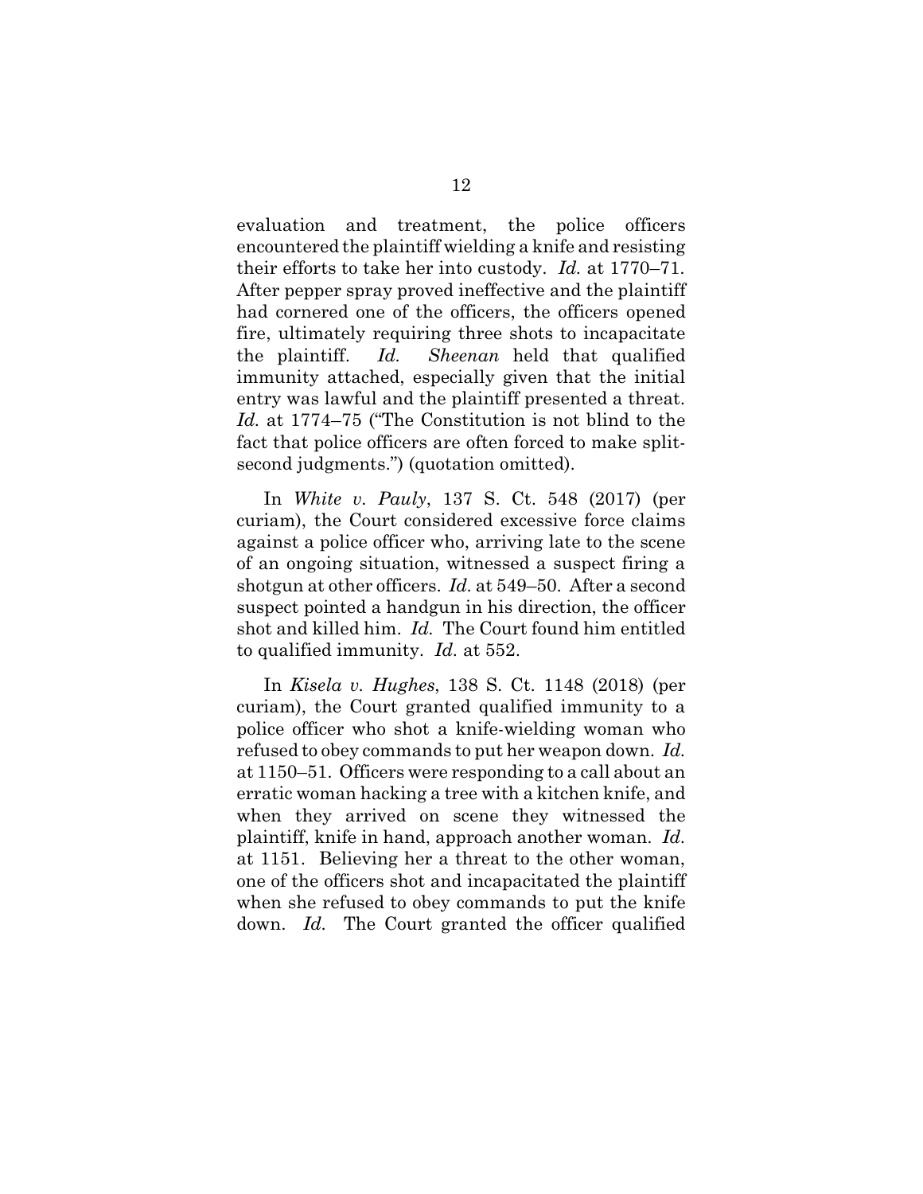evaluation and treatment, the police officers encountered the plaintiff wielding a knife and resisting their efforts to take her into custody. *Id.* at 1770–71. After pepper spray proved ineffective and the plaintiff had cornered one of the officers, the officers opened fire, ultimately requiring three shots to incapacitate the plaintiff. *Id.* *Sheenan* held that qualified immunity attached, especially given that the initial entry was lawful and the plaintiff presented a threat. *Id.* at 1774–75 ("The Constitution is not blind to the fact that police officers are often forced to make split-second judgments.") (quotation omitted).

In *White v. Pauly*, 137 S. Ct. 548 (2017) (per curiam), the Court considered excessive force claims against a police officer who, arriving late to the scene of an ongoing situation, witnessed a suspect firing a shotgun at other officers. *Id*. at 549–50. After a second suspect pointed a handgun in his direction, the officer shot and killed him. *Id.* The Court found him entitled to qualified immunity. *Id.* at 552.

In *Kisela v. Hughes*, 138 S. Ct. 1148 (2018) (per curiam), the Court granted qualified immunity to a police officer who shot a knife-wielding woman who refused to obey commands to put her weapon down. *Id.* at 1150–51. Officers were responding to a call about an erratic woman hacking a tree with a kitchen knife, and when they arrived on scene they witnessed the plaintiff, knife in hand, approach another woman. *Id.* at 1151. Believing her a threat to the other woman, one of the officers shot and incapacitated the plaintiff when she refused to obey commands to put the knife down. *Id.* The Court granted the officer qualified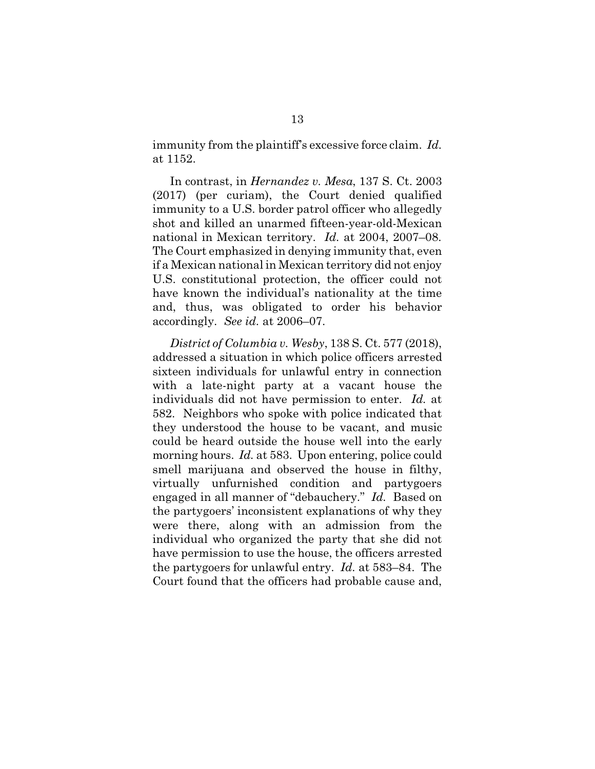immunity from the plaintiff's excessive force claim. *Id.* at 1152.

In contrast, in *Hernandez v. Mesa*, 137 S. Ct. 2003 (2017) (per curiam), the Court denied qualified immunity to a U.S. border patrol officer who allegedly shot and killed an unarmed fifteen-year-old-Mexican national in Mexican territory. *Id.* at 2004, 2007–08. The Court emphasized in denying immunity that, even if a Mexican national in Mexican territory did not enjoy U.S. constitutional protection, the officer could not have known the individual's nationality at the time and, thus, was obligated to order his behavior accordingly. *See id.* at 2006–07.

*District of Columbia v. Wesby*, 138 S. Ct. 577 (2018), addressed a situation in which police officers arrested sixteen individuals for unlawful entry in connection with a late-night party at a vacant house the individuals did not have permission to enter. *Id.* at 582. Neighbors who spoke with police indicated that they understood the house to be vacant, and music could be heard outside the house well into the early morning hours. *Id.* at 583. Upon entering, police could smell marijuana and observed the house in filthy, virtually unfurnished condition and partygoers engaged in all manner of "debauchery." *Id.* Based on the partygoers' inconsistent explanations of why they were there, along with an admission from the individual who organized the party that she did not have permission to use the house, the officers arrested the partygoers for unlawful entry. *Id.* at 583–84. The Court found that the officers had probable cause and,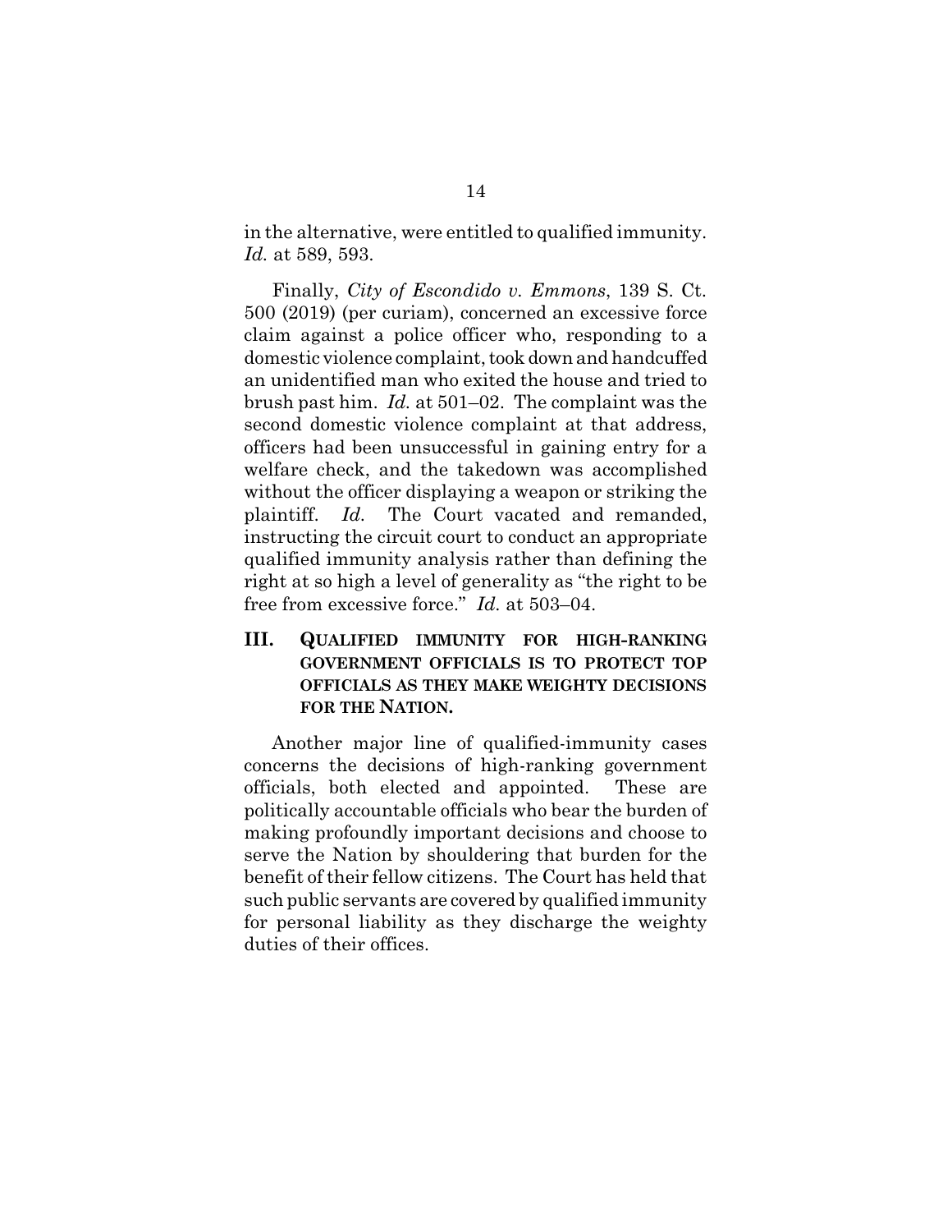in the alternative, were entitled to qualified immunity. *Id.* at 589, 593.

Finally, *City of Escondido v. Emmons*, 139 S. Ct. 500 (2019) (per curiam), concerned an excessive force claim against a police officer who, responding to a domestic violence complaint, took down and handcuffed an unidentified man who exited the house and tried to brush past him. *Id.* at 501–02. The complaint was the second domestic violence complaint at that address, officers had been unsuccessful in gaining entry for a welfare check, and the takedown was accomplished without the officer displaying a weapon or striking the plaintiff. *Id.* The Court vacated and remanded, instructing the circuit court to conduct an appropriate qualified immunity analysis rather than defining the right at so high a level of generality as "the right to be free from excessive force." *Id.* at 503–04.

## III. QUALIFIED IMMUNITY FOR HIGH-RANKING GOVERNMENT OFFICIALS IS TO PROTECT TOP OFFICIALS AS THEY MAKE WEIGHTY DECISIONS FOR THE NATION.

Another major line of qualified-immunity cases concerns the decisions of high-ranking government officials, both elected and appointed. These are politically accountable officials who bear the burden of making profoundly important decisions and choose to serve the Nation by shouldering that burden for the benefit of their fellow citizens. The Court has held that such public servants are covered by qualified immunity for personal liability as they discharge the weighty duties of their offices.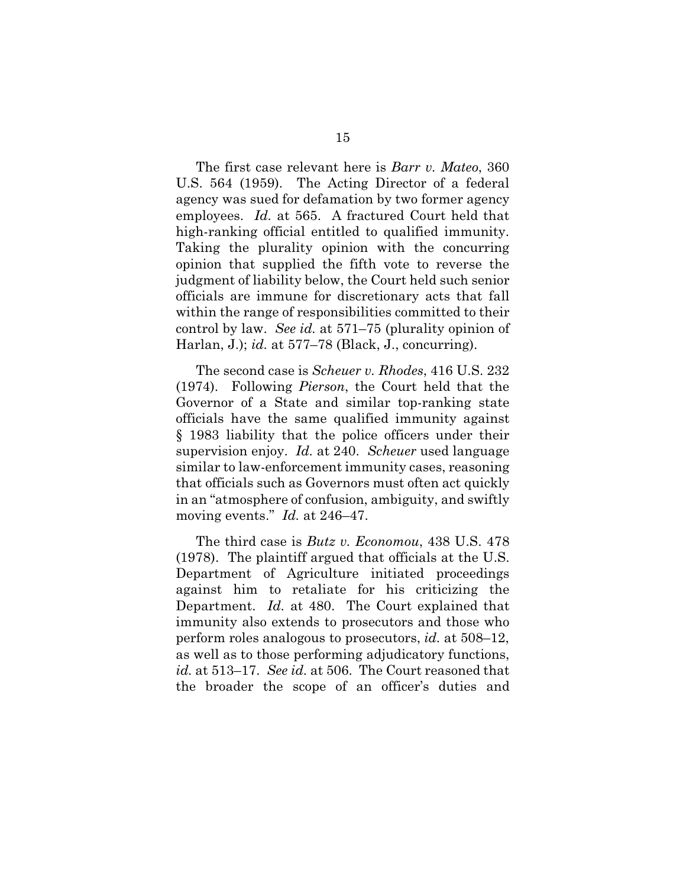The first case relevant here is *Barr v. Mateo*, 360 U.S. 564 (1959). The Acting Director of a federal agency was sued for defamation by two former agency employees. *Id.* at 565. A fractured Court held that high-ranking official entitled to qualified immunity. Taking the plurality opinion with the concurring opinion that supplied the fifth vote to reverse the judgment of liability below, the Court held such senior officials are immune for discretionary acts that fall within the range of responsibilities committed to their control by law. *See id.* at 571–75 (plurality opinion of Harlan, J.); *id.* at 577–78 (Black, J., concurring).

The second case is *Scheuer v. Rhodes*, 416 U.S. 232 (1974). Following *Pierson*, the Court held that the Governor of a State and similar top-ranking state officials have the same qualified immunity against § 1983 liability that the police officers under their supervision enjoy. *Id.* at 240. *Scheuer* used language similar to law-enforcement immunity cases, reasoning that officials such as Governors must often act quickly in an "atmosphere of confusion, ambiguity, and swiftly moving events." *Id.* at 246–47.

The third case is *Butz v. Economou*, 438 U.S. 478 (1978). The plaintiff argued that officials at the U.S. Department of Agriculture initiated proceedings against him to retaliate for his criticizing the Department. *Id.* at 480. The Court explained that immunity also extends to prosecutors and those who perform roles analogous to prosecutors, *id.* at 508–12, as well as to those performing adjudicatory functions, *id.* at 513–17. *See id.* at 506. The Court reasoned that the broader the scope of an officer's duties and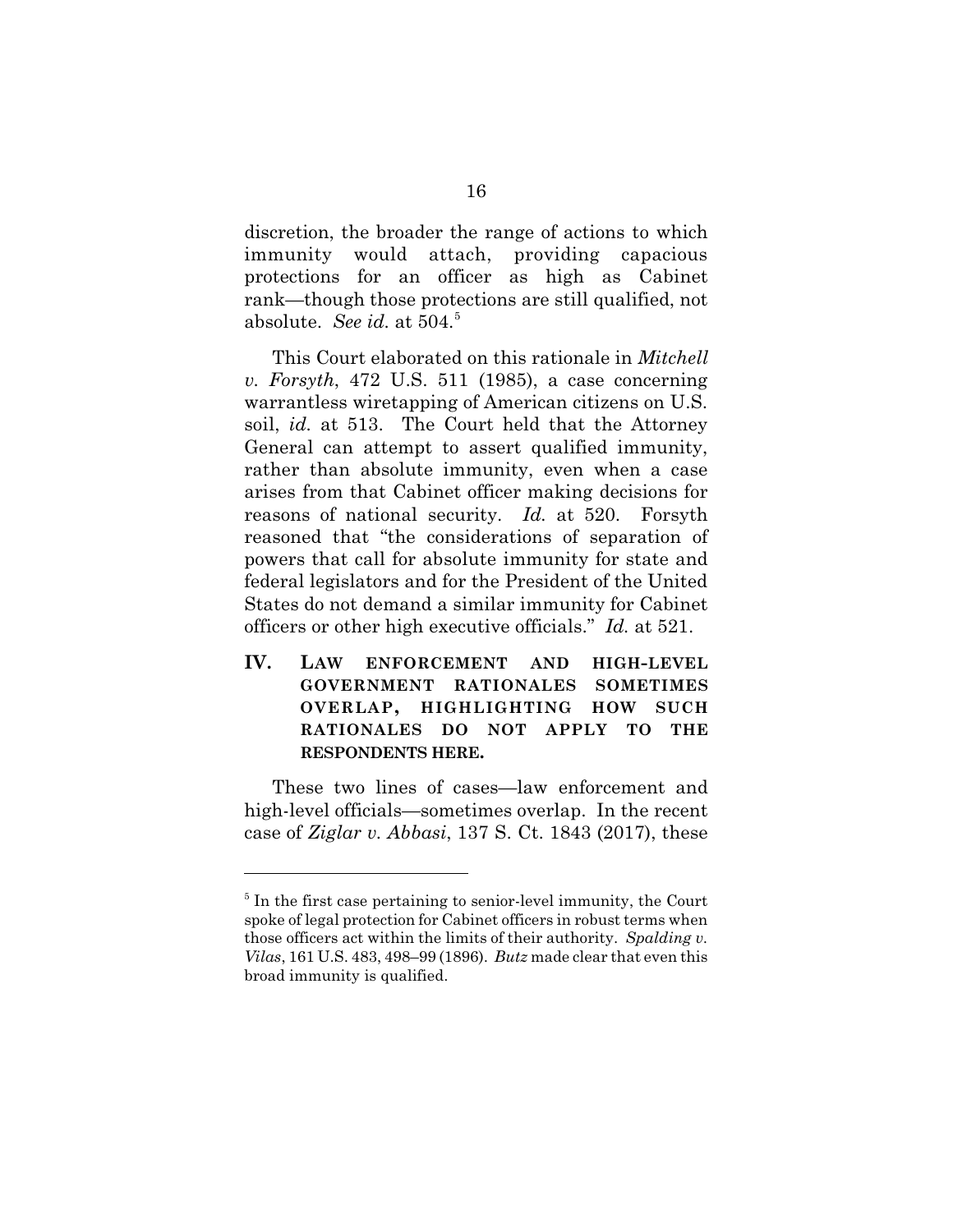discretion, the broader the range of actions to which immunity would attach, providing capacious protections for an officer as high as Cabinet rank—though those protections are still qualified, not absolute. *See id.* at 504.[5]

This Court elaborated on this rationale in *Mitchell v. Forsyth*, 472 U.S. 511 (1985), a case concerning warrantless wiretapping of American citizens on U.S. soil, *id.* at 513. The Court held that the Attorney General can attempt to assert qualified immunity, rather than absolute immunity, even when a case arises from that Cabinet officer making decisions for reasons of national security. *Id.* at 520. Forsyth reasoned that "the considerations of separation of powers that call for absolute immunity for state and federal legislators and for the President of the United States do not demand a similar immunity for Cabinet officers or other high executive officials." *Id.* at 521.

## IV. LAW ENFORCEMENT AND HIGH-LEVEL GOVERNMENT RATIONALES SOMETIMES OVERLAP, HIGHLIGHTING HOW SUCH RATIONALES DO NOT APPLY TO THE RESPONDENTS HERE.

These two lines of cases—law enforcement and high-level officials—sometimes overlap. In the recent case of *Ziglar v. Abbasi*, 137 S. Ct. 1843 (2017), these

---

[5] In the first case pertaining to senior-level immunity, the Court spoke of legal protection for Cabinet officers in robust terms when those officers act within the limits of their authority. *Spalding v. Vilas*, 161 U.S. 483, 498–99 (1896). *Butz* made clear that even this broad immunity is qualified.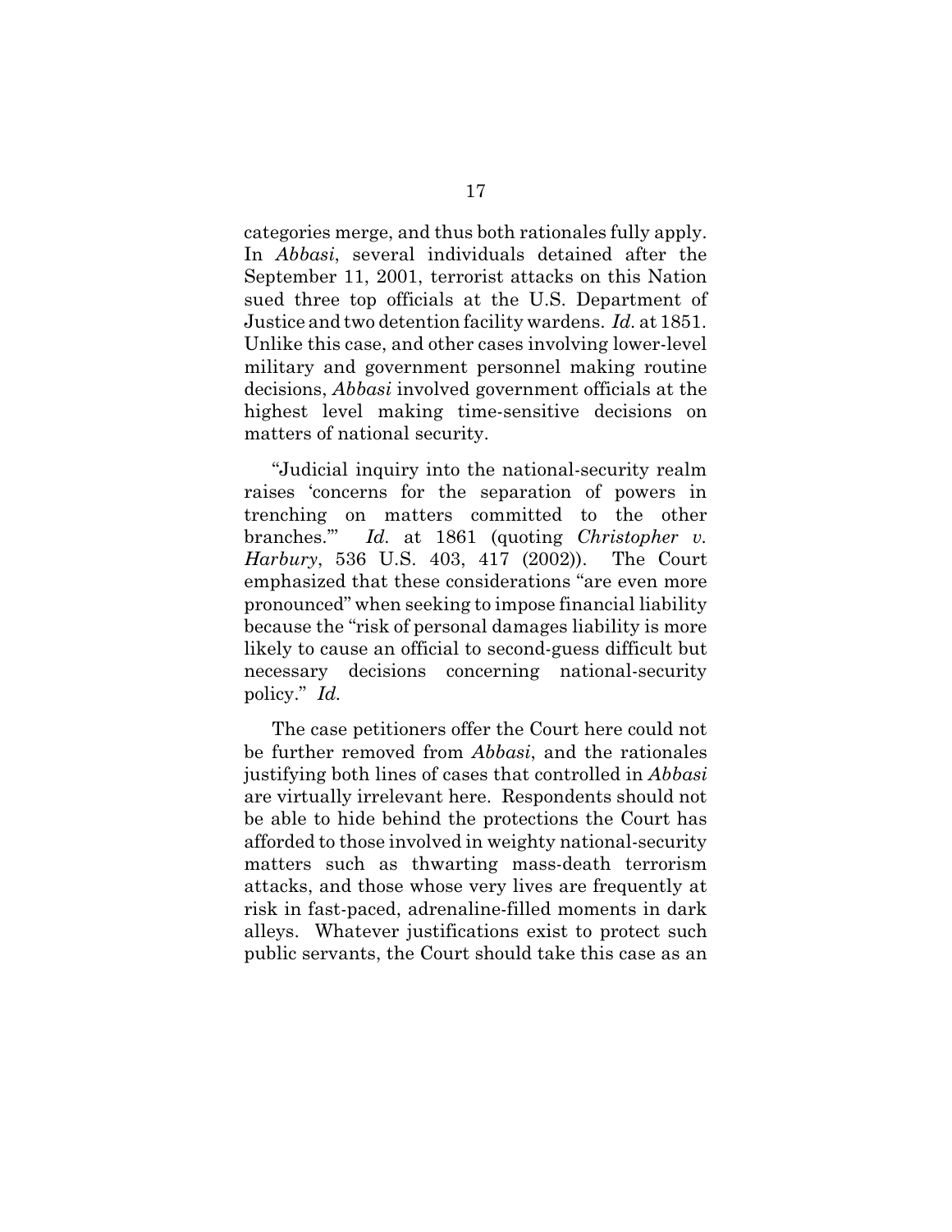categories merge, and thus both rationales fully apply. In *Abbasi*, several individuals detained after the September 11, 2001, terrorist attacks on this Nation sued three top officials at the U.S. Department of Justice and two detention facility wardens. *Id.* at 1851. Unlike this case, and other cases involving lower-level military and government personnel making routine decisions, *Abbasi* involved government officials at the highest level making time-sensitive decisions on matters of national security.

"Judicial inquiry into the national-security realm raises 'concerns for the separation of powers in trenching on matters committed to the other branches.'" *Id.* at 1861 (quoting *Christopher v. Harbury*, 536 U.S. 403, 417 (2002)). The Court emphasized that these considerations "are even more pronounced" when seeking to impose financial liability because the "risk of personal damages liability is more likely to cause an official to second-guess difficult but necessary decisions concerning national-security policy." *Id.*

The case petitioners offer the Court here could not be further removed from *Abbasi*, and the rationales justifying both lines of cases that controlled in *Abbasi* are virtually irrelevant here. Respondents should not be able to hide behind the protections the Court has afforded to those involved in weighty national-security matters such as thwarting mass-death terrorism attacks, and those whose very lives are frequently at risk in fast-paced, adrenaline-filled moments in dark alleys. Whatever justifications exist to protect such public servants, the Court should take this case as an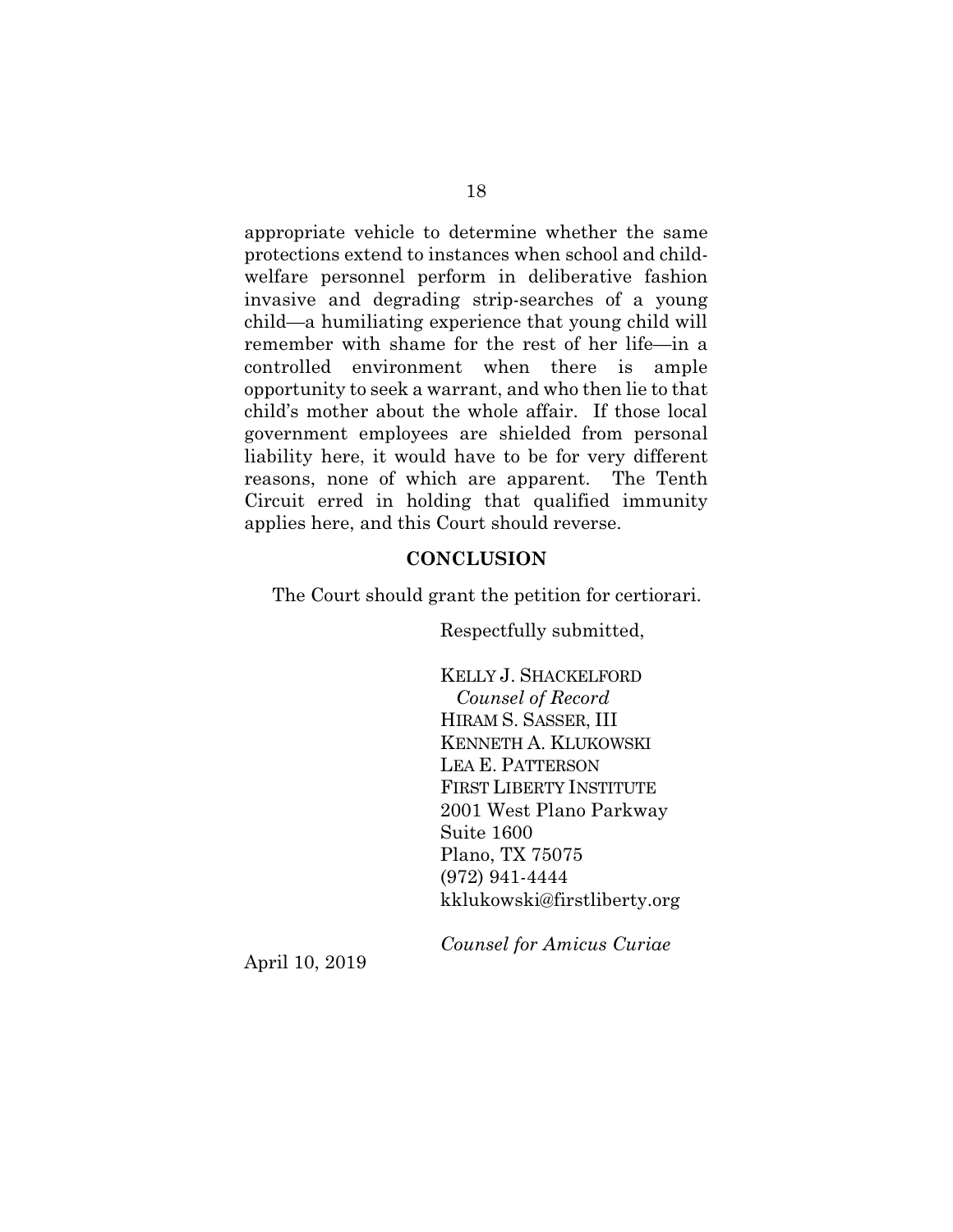appropriate vehicle to determine whether the same protections extend to instances when school and child-welfare personnel perform in deliberative fashion invasive and degrading strip-searches of a young child—a humiliating experience that young child will remember with shame for the rest of her life—in a controlled environment when there is ample opportunity to seek a warrant, and who then lie to that child's mother about the whole affair. If those local government employees are shielded from personal liability here, it would have to be for very different reasons, none of which are apparent. The Tenth Circuit erred in holding that qualified immunity applies here, and this Court should reverse.

## CONCLUSION

The Court should grant the petition for certiorari.

Respectfully submitted,

KELLY J. SHACKELFORD
*Counsel of Record*
HIRAM S. SASSER, III
KENNETH A. KLUKOWSKI
LEA E. PATTERSON
FIRST LIBERTY INSTITUTE
2001 West Plano Parkway
Suite 1600
Plano, TX 75075
(972) 941-4444
kklukowski@firstliberty.org

*Counsel for Amicus Curiae*

April 10, 2019